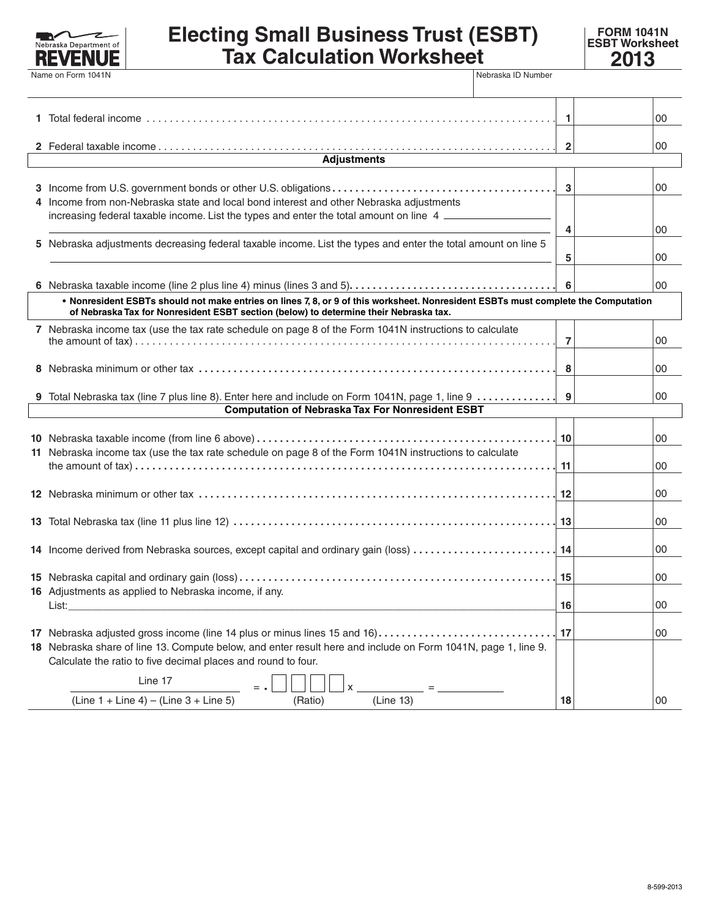Nebraska Department of **REVENUE**

# Electing Small Business Trust (ESBT) Tax Calculation Worksheet

**FORM 1041N ESBT Worksheet 2013**

| Name on Form 1041N | Nebraska ID Number |
|---|---|
| | |

| Line | Description | Line No. | Amount |
|---|---|---|---|
| **1** | Total federal income | 1 | 00 |
| **2** | Federal taxable income | 2 | 00 |
| | **Adjustments** | | |
| **3** | Income from U.S. government bonds or other U.S. obligations | 3 | 00 |
| **4** | Income from non-Nebraska state and local bond interest and other Nebraska adjustments increasing federal taxable income. List the types and enter the total amount on line 4 ______ | 4 | 00 |
| **5** | Nebraska adjustments decreasing federal taxable income. List the types and enter the total amount on line 5 ______ | 5 | 00 |
| **6** | Nebraska taxable income (line 2 plus line 4) minus (lines 3 and 5) | 6 | 00 |
| | **• Nonresident ESBTs should not make entries on lines 7, 8, or 9 of this worksheet. Nonresident ESBTs must complete the Computation of Nebraska Tax for Nonresident ESBT section (below) to determine their Nebraska tax.** | | |
| **7** | Nebraska income tax (use the tax rate schedule on page 8 of the Form 1041N instructions to calculate the amount of tax) | 7 | 00 |
| **8** | Nebraska minimum or other tax | 8 | 00 |
| **9** | Total Nebraska tax (line 7 plus line 8). Enter here and include on Form 1041N, page 1, line 9 | 9 | 00 |
| | **Computation of Nebraska Tax For Nonresident ESBT** | | |
| **10** | Nebraska taxable income (from line 6 above) | 10 | 00 |
| **11** | Nebraska income tax (use the tax rate schedule on page 8 of the Form 1041N instructions to calculate the amount of tax) | 11 | 00 |
| **12** | Nebraska minimum or other tax | 12 | 00 |
| **13** | Total Nebraska tax (line 11 plus line 12) | 13 | 00 |
| **14** | Income derived from Nebraska sources, except capital and ordinary gain (loss) | 14 | 00 |
| **15** | Nebraska capital and ordinary gain (loss) | 15 | 00 |
| **16** | Adjustments as applied to Nebraska income, if any. List: ______ | 16 | 00 |
| **17** | Nebraska adjusted gross income (line 14 plus or minus lines 15 and 16) | 17 | 00 |
| **18** | Nebraska share of line 13. Compute below, and enter result here and include on Form 1041N, page 1, line 9. Calculate the ratio to five decimal places and round to four. | 18 | 00 |

$$\frac{\text{Line 17}}{(\text{Line 1} + \text{Line 4}) - (\text{Line 3} + \text{Line 5})} = .\_\_\_\_ \text{ (Ratio)} \times \_\_\_\_ \text{ (Line 13)} = \_\_\_\_$$

8-599-2013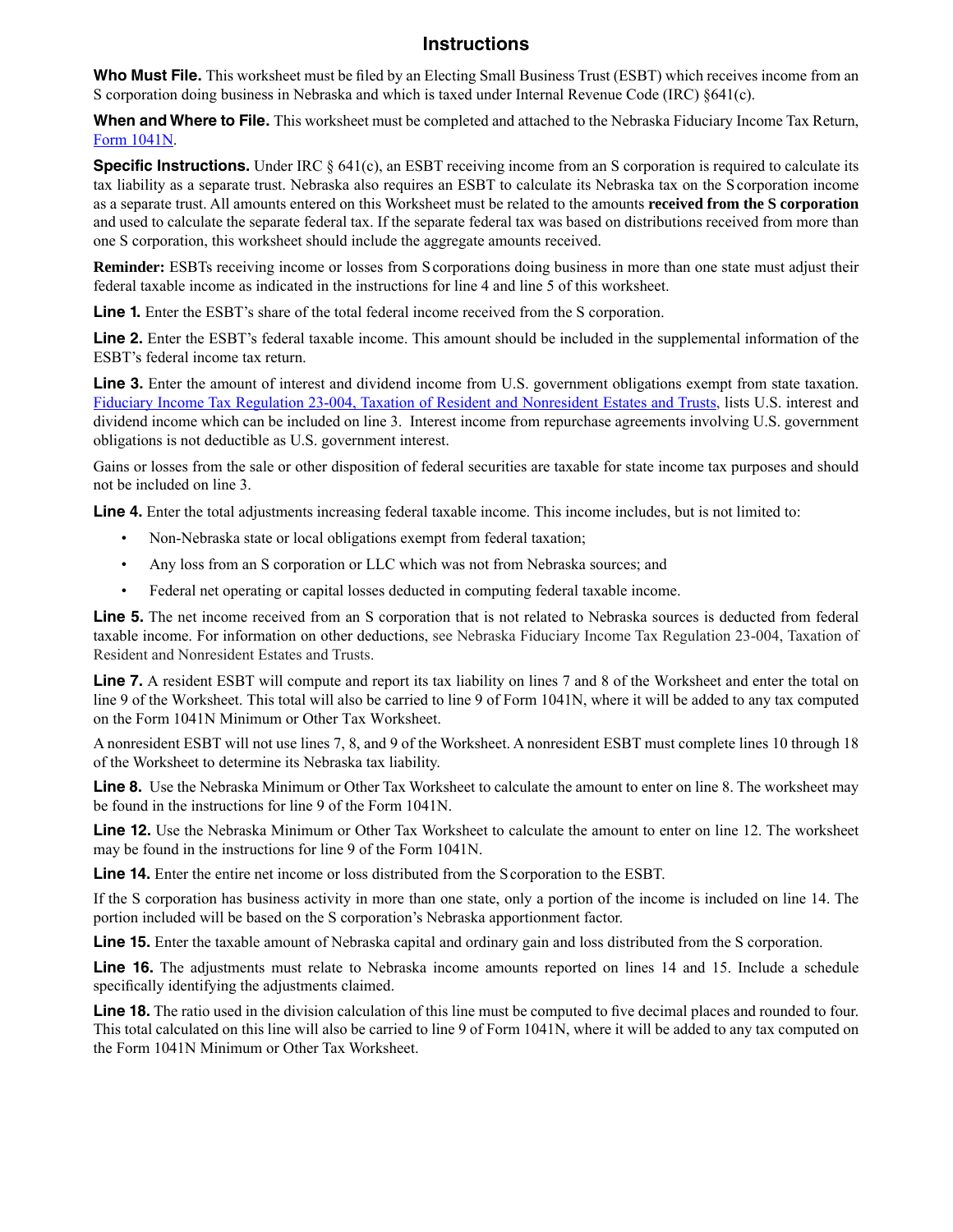# Instructions

**Who Must File.** This worksheet must be filed by an Electing Small Business Trust (ESBT) which receives income from an S corporation doing business in Nebraska and which is taxed under Internal Revenue Code (IRC) §641(c).

**When and Where to File.** This worksheet must be completed and attached to the Nebraska Fiduciary Income Tax Return, Form 1041N.

**Specific Instructions.** Under IRC § 641(c), an ESBT receiving income from an S corporation is required to calculate its tax liability as a separate trust. Nebraska also requires an ESBT to calculate its Nebraska tax on the S corporation income as a separate trust. All amounts entered on this Worksheet must be related to the amounts **received from the S corporation** and used to calculate the separate federal tax. If the separate federal tax was based on distributions received from more than one S corporation, this worksheet should include the aggregate amounts received.

**Reminder:** ESBTs receiving income or losses from S corporations doing business in more than one state must adjust their federal taxable income as indicated in the instructions for line 4 and line 5 of this worksheet.

**Line 1.** Enter the ESBT's share of the total federal income received from the S corporation.

**Line 2.** Enter the ESBT's federal taxable income. This amount should be included in the supplemental information of the ESBT's federal income tax return.

**Line 3.** Enter the amount of interest and dividend income from U.S. government obligations exempt from state taxation. Fiduciary Income Tax Regulation 23-004, Taxation of Resident and Nonresident Estates and Trusts, lists U.S. interest and dividend income which can be included on line 3. Interest income from repurchase agreements involving U.S. government obligations is not deductible as U.S. government interest.

Gains or losses from the sale or other disposition of federal securities are taxable for state income tax purposes and should not be included on line 3.

**Line 4.** Enter the total adjustments increasing federal taxable income. This income includes, but is not limited to:

- Non-Nebraska state or local obligations exempt from federal taxation;
- Any loss from an S corporation or LLC which was not from Nebraska sources; and
- Federal net operating or capital losses deducted in computing federal taxable income.

**Line 5.** The net income received from an S corporation that is not related to Nebraska sources is deducted from federal taxable income. For information on other deductions, see Nebraska Fiduciary Income Tax Regulation 23-004, Taxation of Resident and Nonresident Estates and Trusts.

**Line 7.** A resident ESBT will compute and report its tax liability on lines 7 and 8 of the Worksheet and enter the total on line 9 of the Worksheet. This total will also be carried to line 9 of Form 1041N, where it will be added to any tax computed on the Form 1041N Minimum or Other Tax Worksheet.

A nonresident ESBT will not use lines 7, 8, and 9 of the Worksheet. A nonresident ESBT must complete lines 10 through 18 of the Worksheet to determine its Nebraska tax liability.

**Line 8.** Use the Nebraska Minimum or Other Tax Worksheet to calculate the amount to enter on line 8. The worksheet may be found in the instructions for line 9 of the Form 1041N.

**Line 12.** Use the Nebraska Minimum or Other Tax Worksheet to calculate the amount to enter on line 12. The worksheet may be found in the instructions for line 9 of the Form 1041N.

**Line 14.** Enter the entire net income or loss distributed from the S corporation to the ESBT.

If the S corporation has business activity in more than one state, only a portion of the income is included on line 14. The portion included will be based on the S corporation's Nebraska apportionment factor.

**Line 15.** Enter the taxable amount of Nebraska capital and ordinary gain and loss distributed from the S corporation.

**Line 16.** The adjustments must relate to Nebraska income amounts reported on lines 14 and 15. Include a schedule specifically identifying the adjustments claimed.

**Line 18.** The ratio used in the division calculation of this line must be computed to five decimal places and rounded to four. This total calculated on this line will also be carried to line 9 of Form 1041N, where it will be added to any tax computed on the Form 1041N Minimum or Other Tax Worksheet.